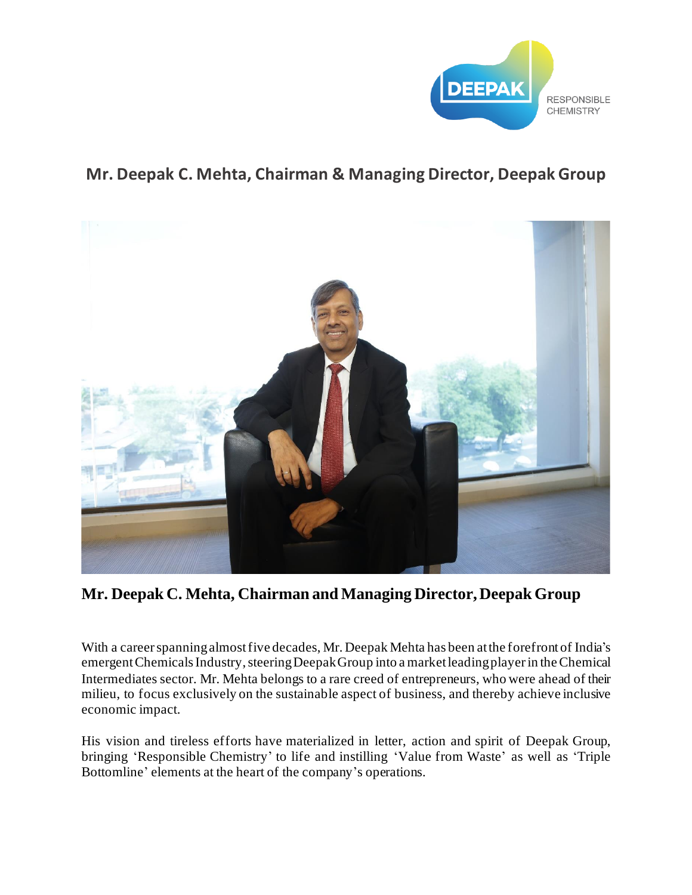DEEPAK RESPONSIBLE CHEMISTRY

## Mr. Deepak C. Mehta, Chairman & Managing Director, Deepak Group

**Mr. Deepak C. Mehta, Chairman and Managing Director, Deepak Group**

With a career spanning almost five decades, Mr. Deepak Mehta has been at the forefront of India's emergent Chemicals Industry, steering Deepak Group into a market leading player in the Chemical Intermediates sector. Mr. Mehta belongs to a rare creed of entrepreneurs, who were ahead of their milieu, to focus exclusively on the sustainable aspect of business, and thereby achieve inclusive economic impact.

His vision and tireless efforts have materialized in letter, action and spirit of Deepak Group, bringing 'Responsible Chemistry' to life and instilling 'Value from Waste' as well as 'Triple Bottomline' elements at the heart of the company's operations.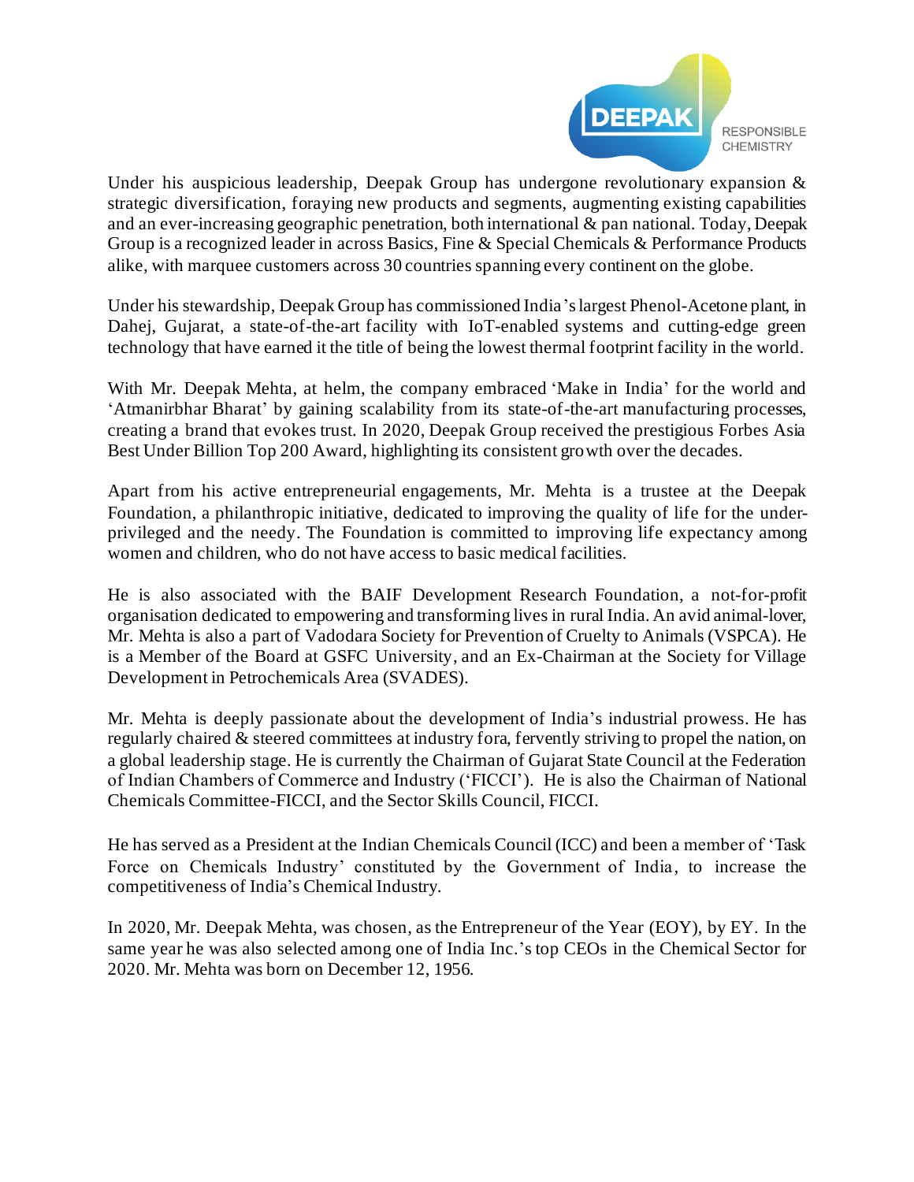Under his auspicious leadership, Deepak Group has undergone revolutionary expansion & strategic diversification, foraying new products and segments, augmenting existing capabilities and an ever-increasing geographic penetration, both international & pan national. Today, Deepak Group is a recognized leader in across Basics, Fine & Special Chemicals & Performance Products alike, with marquee customers across 30 countries spanning every continent on the globe.

Under his stewardship, Deepak Group has commissioned India's largest Phenol-Acetone plant, in Dahej, Gujarat, a state-of-the-art facility with IoT-enabled systems and cutting-edge green technology that have earned it the title of being the lowest thermal footprint facility in the world.

With Mr. Deepak Mehta, at helm, the company embraced 'Make in India' for the world and 'Atmanirbhar Bharat' by gaining scalability from its state-of-the-art manufacturing processes, creating a brand that evokes trust. In 2020, Deepak Group received the prestigious Forbes Asia Best Under Billion Top 200 Award, highlighting its consistent growth over the decades.

Apart from his active entrepreneurial engagements, Mr. Mehta is a trustee at the Deepak Foundation, a philanthropic initiative, dedicated to improving the quality of life for the under-privileged and the needy. The Foundation is committed to improving life expectancy among women and children, who do not have access to basic medical facilities.

He is also associated with the BAIF Development Research Foundation, a not-for-profit organisation dedicated to empowering and transforming lives in rural India. An avid animal-lover, Mr. Mehta is also a part of Vadodara Society for Prevention of Cruelty to Animals (VSPCA). He is a Member of the Board at GSFC University, and an Ex-Chairman at the Society for Village Development in Petrochemicals Area (SVADES).

Mr. Mehta is deeply passionate about the development of India's industrial prowess. He has regularly chaired & steered committees at industry fora, fervently striving to propel the nation, on a global leadership stage. He is currently the Chairman of Gujarat State Council at the Federation of Indian Chambers of Commerce and Industry ('FICCI'). He is also the Chairman of National Chemicals Committee-FICCI, and the Sector Skills Council, FICCI.

He has served as a President at the Indian Chemicals Council (ICC) and been a member of 'Task Force on Chemicals Industry' constituted by the Government of India, to increase the competitiveness of India's Chemical Industry.

In 2020, Mr. Deepak Mehta, was chosen, as the Entrepreneur of the Year (EOY), by EY. In the same year he was also selected among one of India Inc.'s top CEOs in the Chemical Sector for 2020. Mr. Mehta was born on December 12, 1956.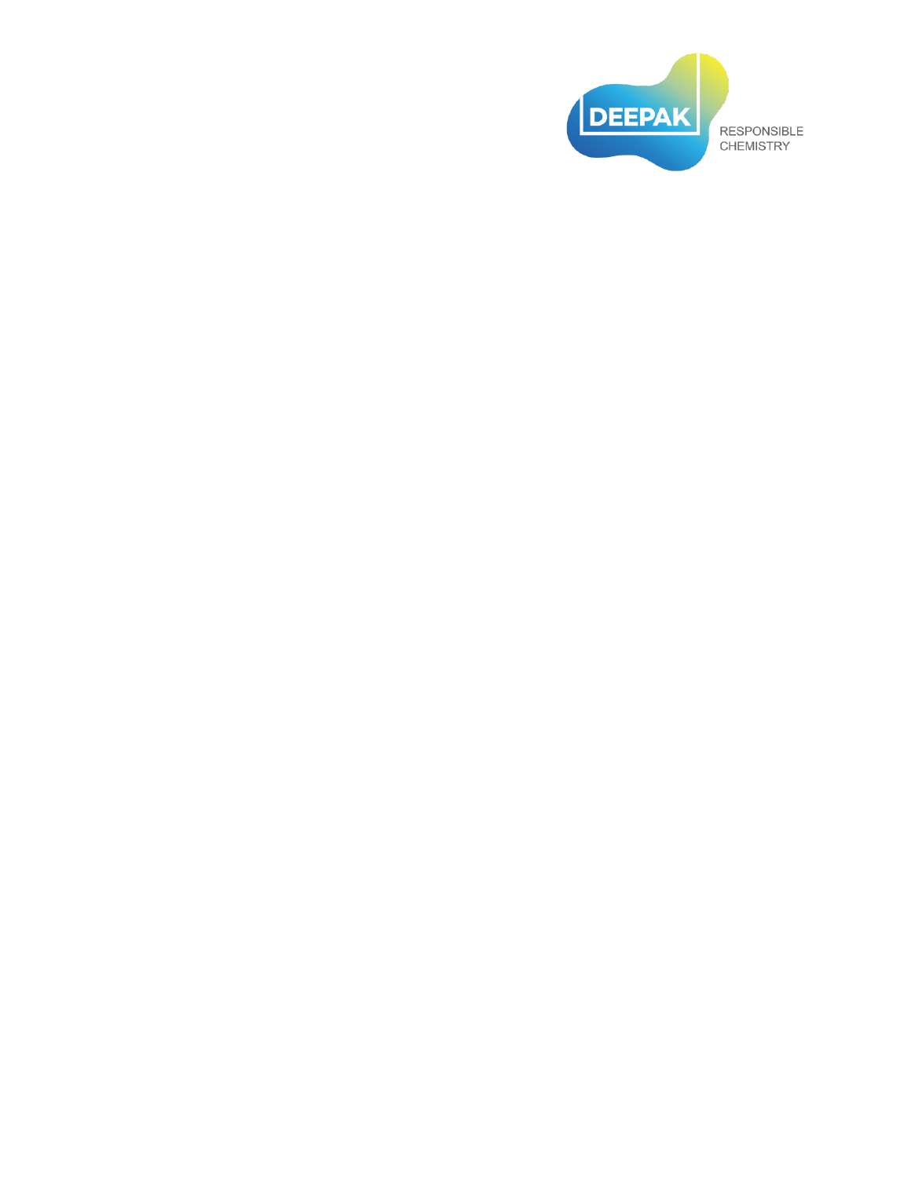DEEPAK

RESPONSIBLE
CHEMISTRY